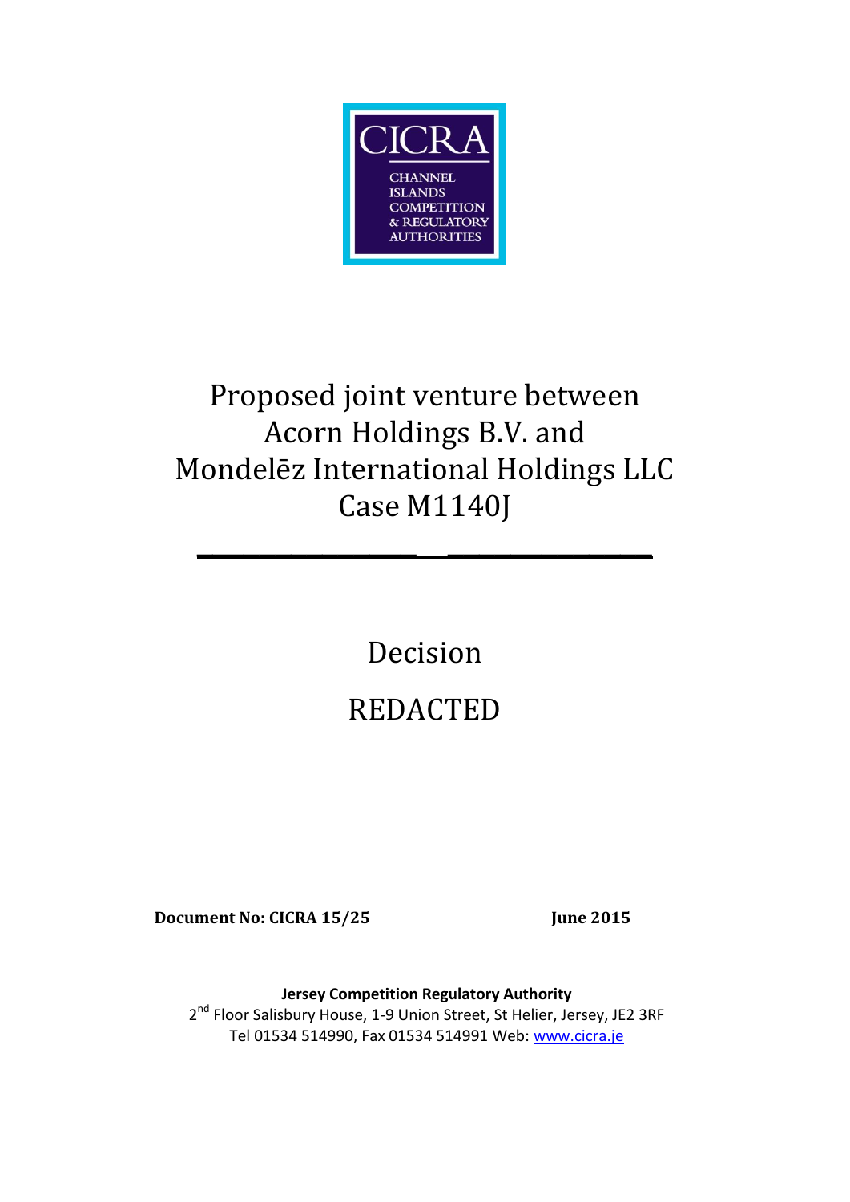CICRA

CHANNEL ISLANDS COMPETITION & REGULATORY AUTHORITIES

# Proposed joint venture between Acorn Holdings B.V. and Mondelēz International Holdings LLC Case M1140J

---

## Decision

## REDACTED

**Document No: CICRA 15/25** **June 2015**

**Jersey Competition Regulatory Authority**
2nd Floor Salisbury House, 1-9 Union Street, St Helier, Jersey, JE2 3RF
Tel 01534 514990, Fax 01534 514991 Web: www.cicra.je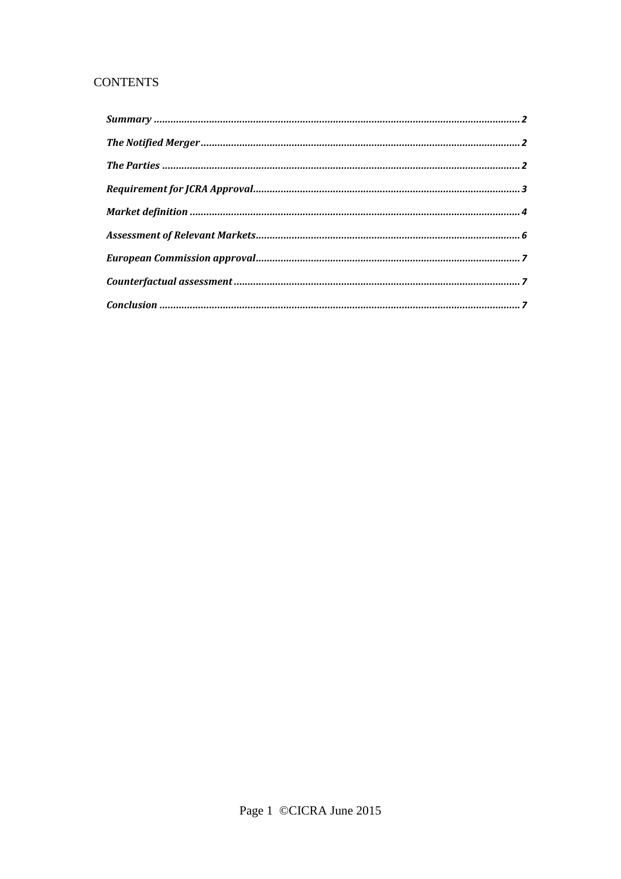# CONTENTS

*Summary* .................................................................................................................................. 2

*The Notified Merger* ............................................................................................................... 2

*The Parties* ............................................................................................................................ 2

*Requirement for JCRA Approval* ........................................................................................ 3

*Market definition* .................................................................................................................. 4

*Assessment of Relevant Markets* ........................................................................................ 6

*European Commission approval* ......................................................................................... 7

*Counterfactual assessment* .................................................................................................. 7

*Conclusion* ............................................................................................................................. 7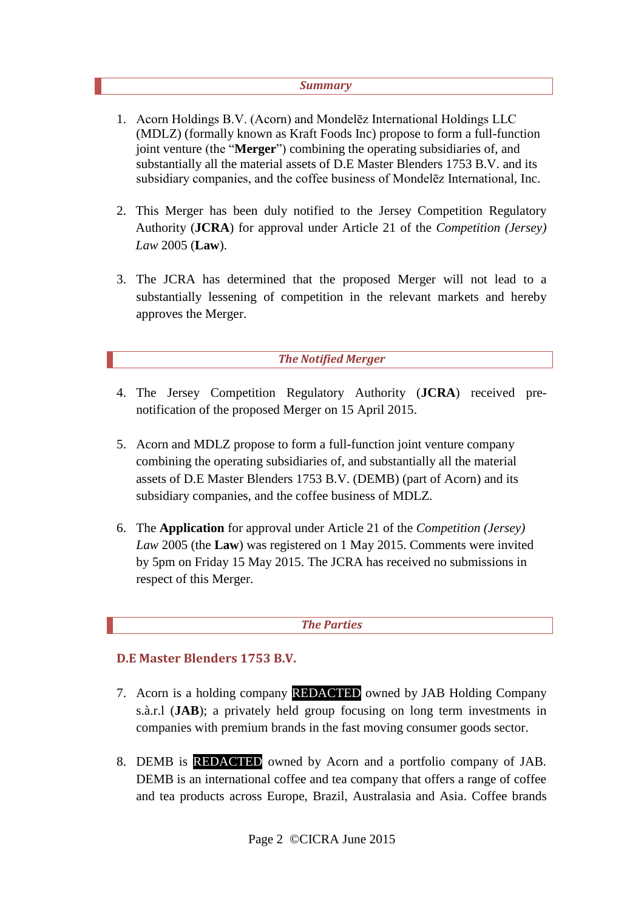## Summary

1. Acorn Holdings B.V. (Acorn) and Mondelēz International Holdings LLC (MDLZ) (formally known as Kraft Foods Inc) propose to form a full-function joint venture (the "**Merger**") combining the operating subsidiaries of, and substantially all the material assets of D.E Master Blenders 1753 B.V. and its subsidiary companies, and the coffee business of Mondelēz International, Inc.

2. This Merger has been duly notified to the Jersey Competition Regulatory Authority (**JCRA**) for approval under Article 21 of the *Competition (Jersey) Law* 2005 (**Law**).

3. The JCRA has determined that the proposed Merger will not lead to a substantially lessening of competition in the relevant markets and hereby approves the Merger.

## The Notified Merger

4. The Jersey Competition Regulatory Authority (**JCRA**) received pre-notification of the proposed Merger on 15 April 2015.

5. Acorn and MDLZ propose to form a full-function joint venture company combining the operating subsidiaries of, and substantially all the material assets of D.E Master Blenders 1753 B.V. (DEMB) (part of Acorn) and its subsidiary companies, and the coffee business of MDLZ.

6. The **Application** for approval under Article 21 of the *Competition (Jersey) Law* 2005 (the **Law**) was registered on 1 May 2015. Comments were invited by 5pm on Friday 15 May 2015. The JCRA has received no submissions in respect of this Merger.

## The Parties

### D.E Master Blenders 1753 B.V.

7. Acorn is a holding company REDACTED owned by JAB Holding Company s.à.r.l (**JAB**); a privately held group focusing on long term investments in companies with premium brands in the fast moving consumer goods sector.

8. DEMB is REDACTED owned by Acorn and a portfolio company of JAB. DEMB is an international coffee and tea company that offers a range of coffee and tea products across Europe, Brazil, Australasia and Asia. Coffee brands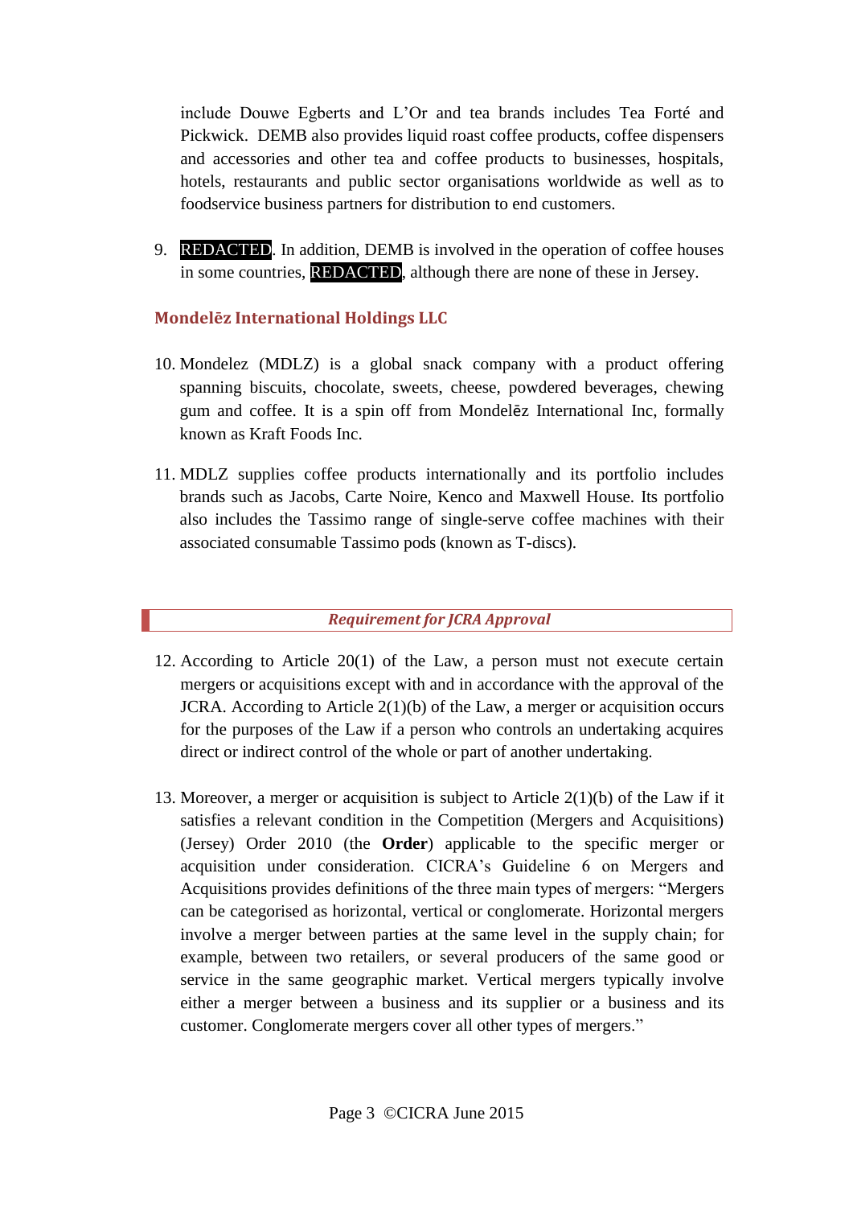include Douwe Egberts and L'Or and tea brands includes Tea Forté and Pickwick. DEMB also provides liquid roast coffee products, coffee dispensers and accessories and other tea and coffee products to businesses, hospitals, hotels, restaurants and public sector organisations worldwide as well as to foodservice business partners for distribution to end customers.

9. REDACTED. In addition, DEMB is involved in the operation of coffee houses in some countries, REDACTED, although there are none of these in Jersey.

### Mondelēz International Holdings LLC

10. Mondelez (MDLZ) is a global snack company with a product offering spanning biscuits, chocolate, sweets, cheese, powdered beverages, chewing gum and coffee. It is a spin off from Mondelēz International Inc, formally known as Kraft Foods Inc.

11. MDLZ supplies coffee products internationally and its portfolio includes brands such as Jacobs, Carte Noire, Kenco and Maxwell House. Its portfolio also includes the Tassimo range of single-serve coffee machines with their associated consumable Tassimo pods (known as T-discs).

## *Requirement for JCRA Approval*

12. According to Article 20(1) of the Law, a person must not execute certain mergers or acquisitions except with and in accordance with the approval of the JCRA. According to Article 2(1)(b) of the Law, a merger or acquisition occurs for the purposes of the Law if a person who controls an undertaking acquires direct or indirect control of the whole or part of another undertaking.

13. Moreover, a merger or acquisition is subject to Article 2(1)(b) of the Law if it satisfies a relevant condition in the Competition (Mergers and Acquisitions) (Jersey) Order 2010 (the **Order**) applicable to the specific merger or acquisition under consideration. CICRA's Guideline 6 on Mergers and Acquisitions provides definitions of the three main types of mergers: "Mergers can be categorised as horizontal, vertical or conglomerate. Horizontal mergers involve a merger between parties at the same level in the supply chain; for example, between two retailers, or several producers of the same good or service in the same geographic market. Vertical mergers typically involve either a merger between a business and its supplier or a business and its customer. Conglomerate mergers cover all other types of mergers."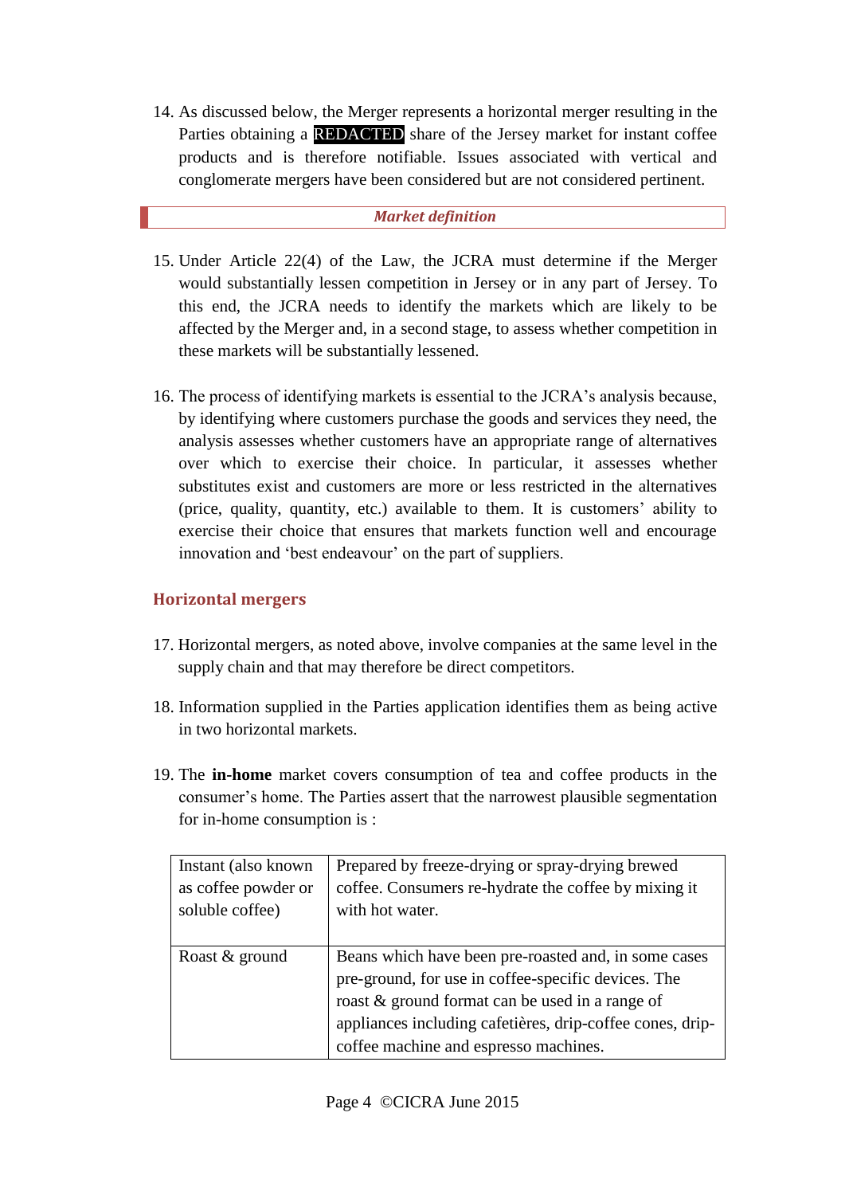14. As discussed below, the Merger represents a horizontal merger resulting in the Parties obtaining a REDACTED share of the Jersey market for instant coffee products and is therefore notifiable. Issues associated with vertical and conglomerate mergers have been considered but are not considered pertinent.

## *Market definition*

15. Under Article 22(4) of the Law, the JCRA must determine if the Merger would substantially lessen competition in Jersey or in any part of Jersey. To this end, the JCRA needs to identify the markets which are likely to be affected by the Merger and, in a second stage, to assess whether competition in these markets will be substantially lessened.

16. The process of identifying markets is essential to the JCRA's analysis because, by identifying where customers purchase the goods and services they need, the analysis assesses whether customers have an appropriate range of alternatives over which to exercise their choice. In particular, it assesses whether substitutes exist and customers are more or less restricted in the alternatives (price, quality, quantity, etc.) available to them. It is customers' ability to exercise their choice that ensures that markets function well and encourage innovation and 'best endeavour' on the part of suppliers.

### Horizontal mergers

17. Horizontal mergers, as noted above, involve companies at the same level in the supply chain and that may therefore be direct competitors.

18. Information supplied in the Parties application identifies them as being active in two horizontal markets.

19. The **in-home** market covers consumption of tea and coffee products in the consumer's home. The Parties assert that the narrowest plausible segmentation for in-home consumption is :

| | |
|---|---|
| Instant (also known as coffee powder or soluble coffee) | Prepared by freeze-drying or spray-drying brewed coffee. Consumers re-hydrate the coffee by mixing it with hot water. |
| Roast & ground | Beans which have been pre-roasted and, in some cases pre-ground, for use in coffee-specific devices. The roast & ground format can be used in a range of appliances including cafetières, drip-coffee cones, drip-coffee machine and espresso machines. |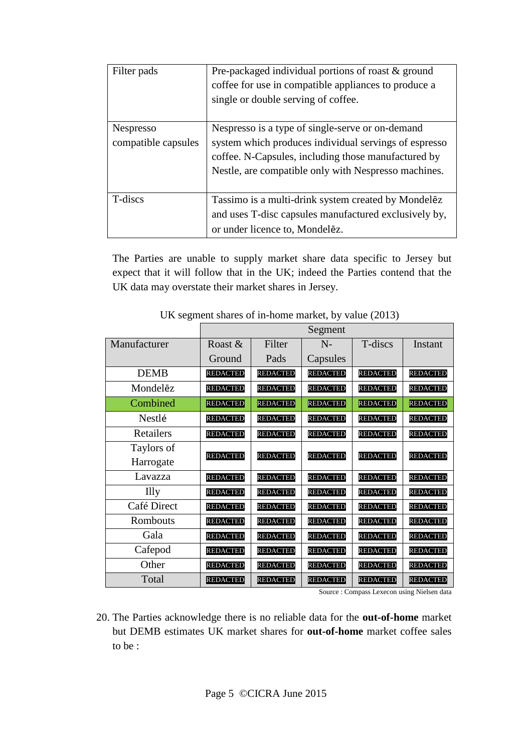| Filter pads | Pre-packaged individual portions of roast & ground coffee for use in compatible appliances to produce a single or double serving of coffee. |
|---|---|
| Nespresso compatible capsules | Nespresso is a type of single-serve or on-demand system which produces individual servings of espresso coffee. N-Capsules, including those manufactured by Nestle, are compatible only with Nespresso machines. |
| T-discs | Tassimo is a multi-drink system created by Mondelēz and uses T-disc capsules manufactured exclusively by, or under licence to, Mondelēz. |

The Parties are unable to supply market share data specific to Jersey but expect that it will follow that in the UK; indeed the Parties contend that the UK data may overstate their market shares in Jersey.

UK segment shares of in-home market, by value (2013)

| | Segment | | | | |
|---|---|---|---|---|---|
| Manufacturer | Roast & Ground | Filter Pads | N-Capsules | T-discs | Instant |
| DEMB | REDACTED | REDACTED | REDACTED | REDACTED | REDACTED |
| Mondelēz | REDACTED | REDACTED | REDACTED | REDACTED | REDACTED |
| Combined | REDACTED | REDACTED | REDACTED | REDACTED | REDACTED |
| Nestlé | REDACTED | REDACTED | REDACTED | REDACTED | REDACTED |
| Retailers | REDACTED | REDACTED | REDACTED | REDACTED | REDACTED |
| Taylors of Harrogate | REDACTED | REDACTED | REDACTED | REDACTED | REDACTED |
| Lavazza | REDACTED | REDACTED | REDACTED | REDACTED | REDACTED |
| Illy | REDACTED | REDACTED | REDACTED | REDACTED | REDACTED |
| Café Direct | REDACTED | REDACTED | REDACTED | REDACTED | REDACTED |
| Rombouts | REDACTED | REDACTED | REDACTED | REDACTED | REDACTED |
| Gala | REDACTED | REDACTED | REDACTED | REDACTED | REDACTED |
| Cafepod | REDACTED | REDACTED | REDACTED | REDACTED | REDACTED |
| Other | REDACTED | REDACTED | REDACTED | REDACTED | REDACTED |
| Total | REDACTED | REDACTED | REDACTED | REDACTED | REDACTED |

Source : Compass Lexecon using Nielsen data

20. The Parties acknowledge there is no reliable data for the **out-of-home** market but DEMB estimates UK market shares for **out-of-home** market coffee sales to be :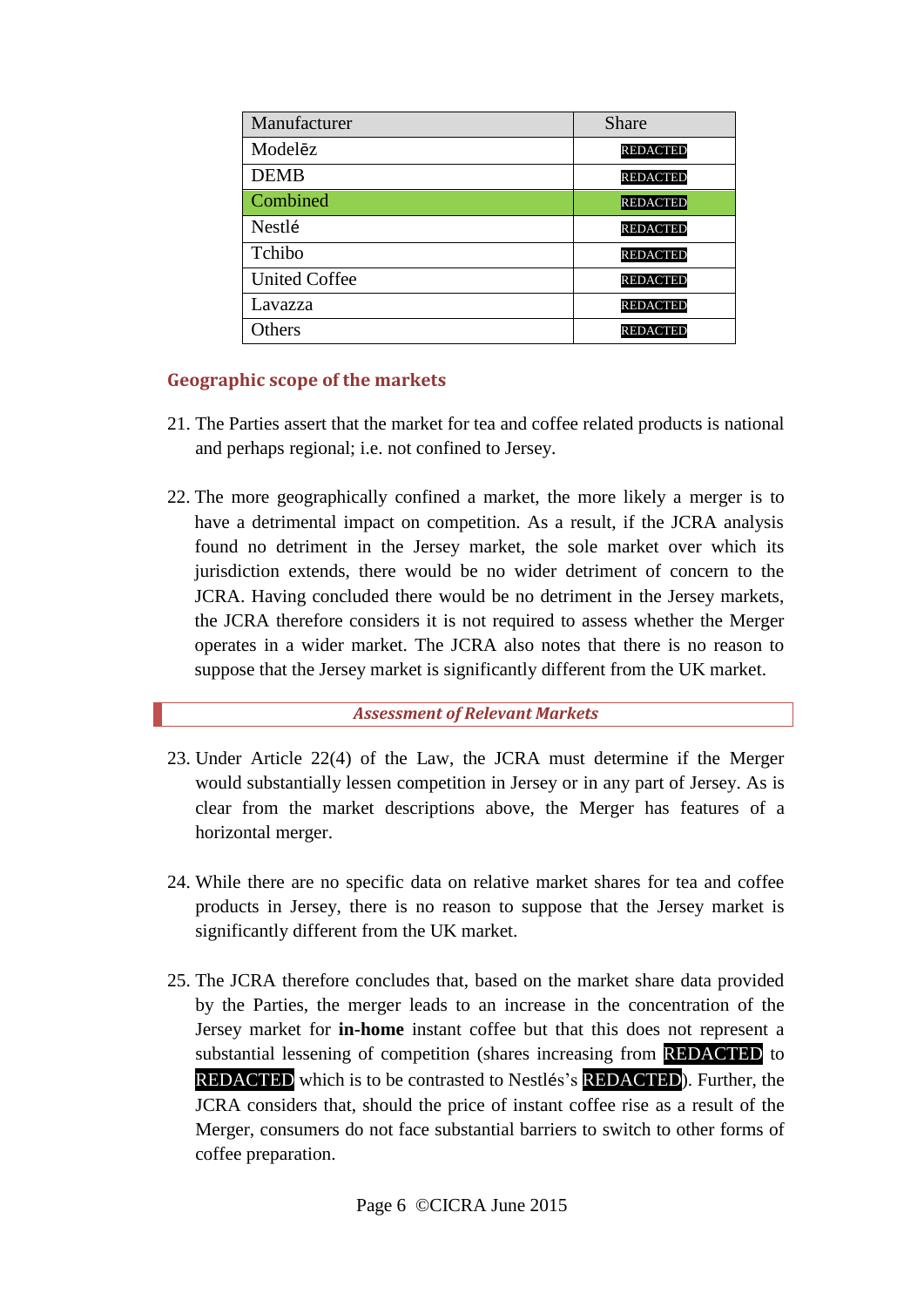| Manufacturer | Share |
|---|---|
| Modelēz | REDACTED |
| DEMB | REDACTED |
| Combined | REDACTED |
| Nestlé | REDACTED |
| Tchibo | REDACTED |
| United Coffee | REDACTED |
| Lavazza | REDACTED |
| Others | REDACTED |

### Geographic scope of the markets

21. The Parties assert that the market for tea and coffee related products is national and perhaps regional; i.e. not confined to Jersey.

22. The more geographically confined a market, the more likely a merger is to have a detrimental impact on competition. As a result, if the JCRA analysis found no detriment in the Jersey market, the sole market over which its jurisdiction extends, there would be no wider detriment of concern to the JCRA. Having concluded there would be no detriment in the Jersey markets, the JCRA therefore considers it is not required to assess whether the Merger operates in a wider market. The JCRA also notes that there is no reason to suppose that the Jersey market is significantly different from the UK market.

## *Assessment of Relevant Markets*

23. Under Article 22(4) of the Law, the JCRA must determine if the Merger would substantially lessen competition in Jersey or in any part of Jersey. As is clear from the market descriptions above, the Merger has features of a horizontal merger.

24. While there are no specific data on relative market shares for tea and coffee products in Jersey, there is no reason to suppose that the Jersey market is significantly different from the UK market.

25. The JCRA therefore concludes that, based on the market share data provided by the Parties, the merger leads to an increase in the concentration of the Jersey market for **in-home** instant coffee but that this does not represent a substantial lessening of competition (shares increasing from REDACTED to REDACTED which is to be contrasted to Nestlés's REDACTED). Further, the JCRA considers that, should the price of instant coffee rise as a result of the Merger, consumers do not face substantial barriers to switch to other forms of coffee preparation.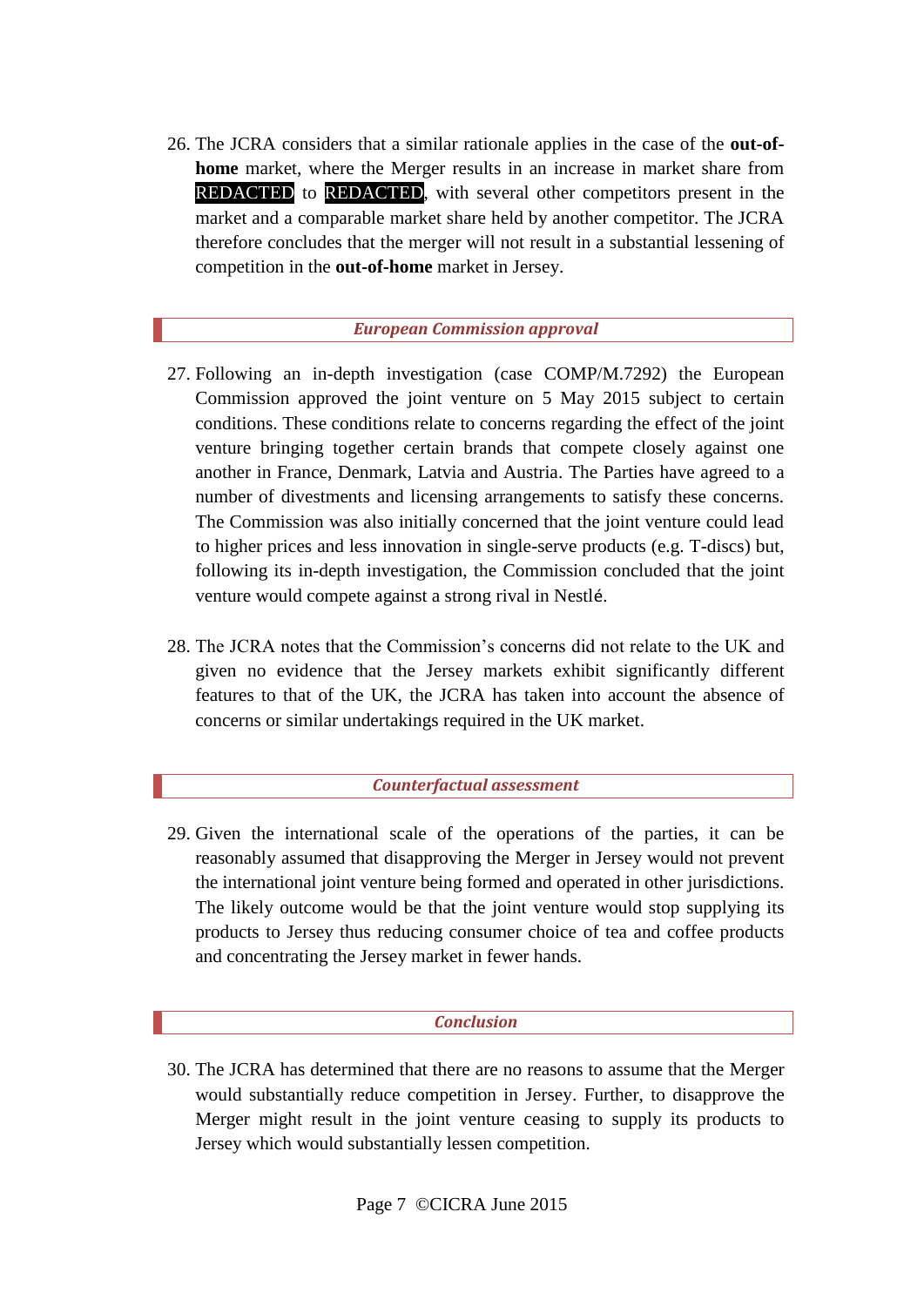26. The JCRA considers that a similar rationale applies in the case of the **out-of-home** market, where the Merger results in an increase in market share from REDACTED to REDACTED, with several other competitors present in the market and a comparable market share held by another competitor. The JCRA therefore concludes that the merger will not result in a substantial lessening of competition in the **out-of-home** market in Jersey.

### *European Commission approval*

27. Following an in-depth investigation (case COMP/M.7292) the European Commission approved the joint venture on 5 May 2015 subject to certain conditions. These conditions relate to concerns regarding the effect of the joint venture bringing together certain brands that compete closely against one another in France, Denmark, Latvia and Austria. The Parties have agreed to a number of divestments and licensing arrangements to satisfy these concerns. The Commission was also initially concerned that the joint venture could lead to higher prices and less innovation in single-serve products (e.g. T-discs) but, following its in-depth investigation, the Commission concluded that the joint venture would compete against a strong rival in Nestlé.

28. The JCRA notes that the Commission's concerns did not relate to the UK and given no evidence that the Jersey markets exhibit significantly different features to that of the UK, the JCRA has taken into account the absence of concerns or similar undertakings required in the UK market.

### *Counterfactual assessment*

29. Given the international scale of the operations of the parties, it can be reasonably assumed that disapproving the Merger in Jersey would not prevent the international joint venture being formed and operated in other jurisdictions. The likely outcome would be that the joint venture would stop supplying its products to Jersey thus reducing consumer choice of tea and coffee products and concentrating the Jersey market in fewer hands.

### *Conclusion*

30. The JCRA has determined that there are no reasons to assume that the Merger would substantially reduce competition in Jersey. Further, to disapprove the Merger might result in the joint venture ceasing to supply its products to Jersey which would substantially lessen competition.